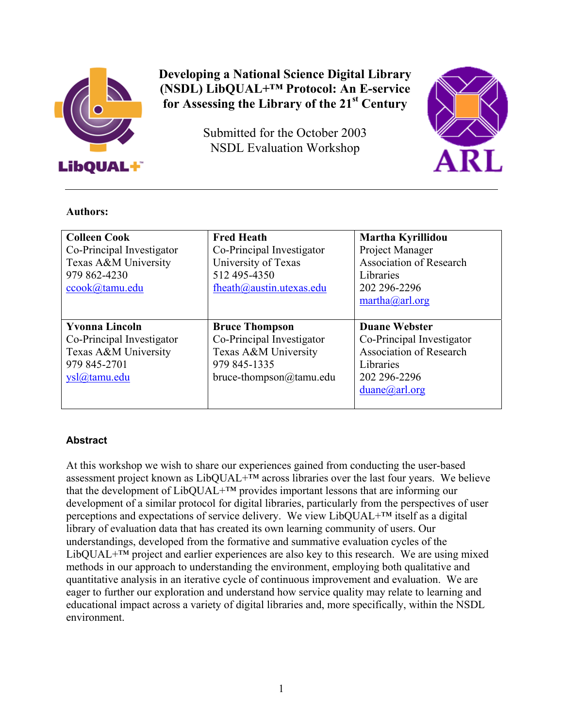# Developing a National Science Digital Library (NSDL) LibQUAL+™ Protocol: An E-service for Assessing the Library of the 21st Century

Submitted for the October 2003
NSDL Evaluation Workshop

---

**Authors:**

| | | |
|---|---|---|
| **Colleen Cook**<br>Co-Principal Investigator<br>Texas A&M University<br>979 862-4230<br>ccook@tamu.edu | **Fred Heath**<br>Co-Principal Investigator<br>University of Texas<br>512 495-4350<br>fheath@austin.utexas.edu | **Martha Kyrillidou**<br>Project Manager<br>Association of Research Libraries<br>202 296-2296<br>martha@arl.org |
| **Yvonna Lincoln**<br>Co-Principal Investigator<br>Texas A&M University<br>979 845-2701<br>ysl@tamu.edu | **Bruce Thompson**<br>Co-Principal Investigator<br>Texas A&M University<br>979 845-1335<br>bruce-thompson@tamu.edu | **Duane Webster**<br>Co-Principal Investigator<br>Association of Research Libraries<br>202 296-2296<br>duane@arl.org |

## Abstract

At this workshop we wish to share our experiences gained from conducting the user-based assessment project known as LibQUAL+™ across libraries over the last four years. We believe that the development of LibQUAL+™ provides important lessons that are informing our development of a similar protocol for digital libraries, particularly from the perspectives of user perceptions and expectations of service delivery. We view LibQUAL+™ itself as a digital library of evaluation data that has created its own learning community of users. Our understandings, developed from the formative and summative evaluation cycles of the LibQUAL+™ project and earlier experiences are also key to this research. We are using mixed methods in our approach to understanding the environment, employing both qualitative and quantitative analysis in an iterative cycle of continuous improvement and evaluation. We are eager to further our exploration and understand how service quality may relate to learning and educational impact across a variety of digital libraries and, more specifically, within the NSDL environment.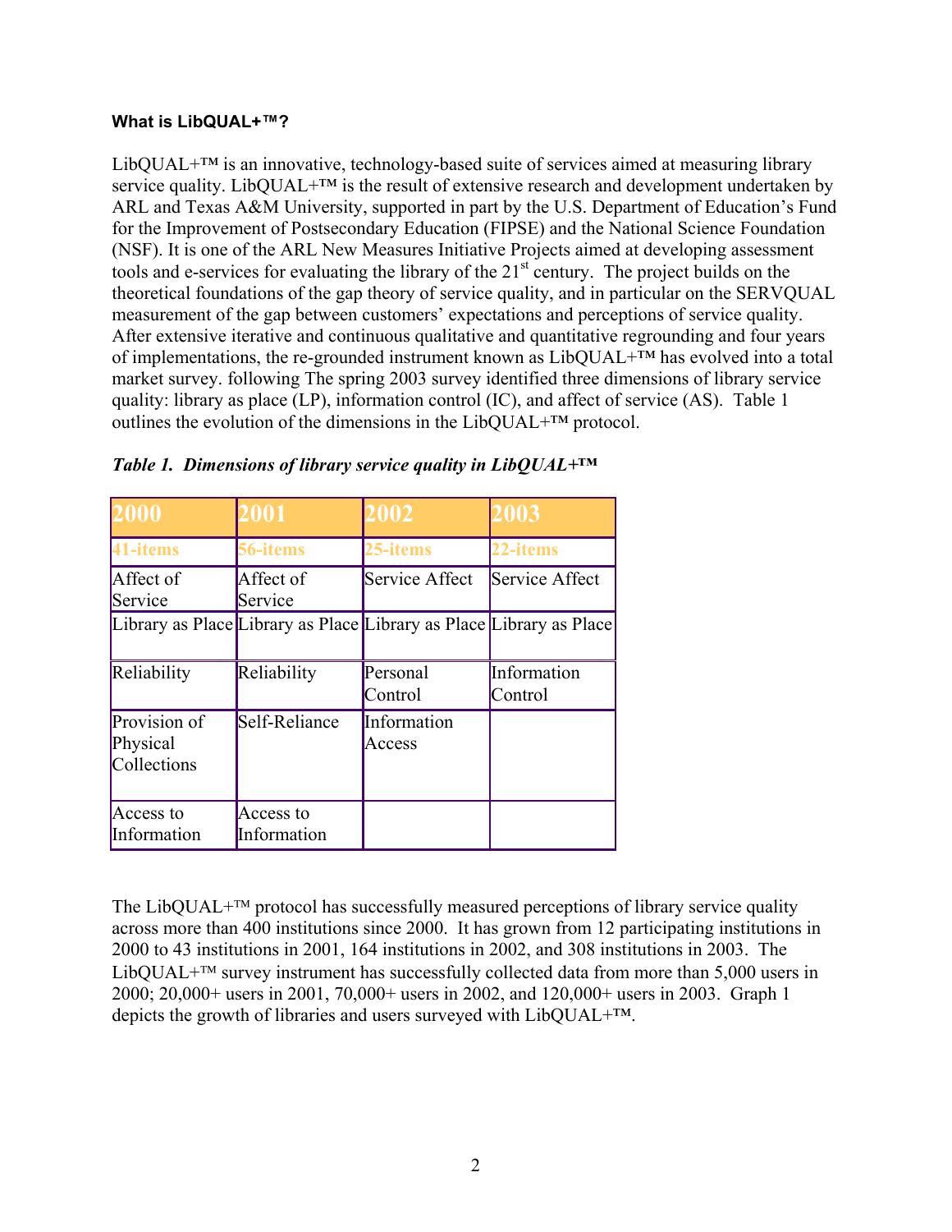**What is LibQUAL+™?**

LibQUAL+™ is an innovative, technology-based suite of services aimed at measuring library service quality. LibQUAL+™ is the result of extensive research and development undertaken by ARL and Texas A&M University, supported in part by the U.S. Department of Education's Fund for the Improvement of Postsecondary Education (FIPSE) and the National Science Foundation (NSF). It is one of the ARL New Measures Initiative Projects aimed at developing assessment tools and e-services for evaluating the library of the 21st century. The project builds on the theoretical foundations of the gap theory of service quality, and in particular on the SERVQUAL measurement of the gap between customers' expectations and perceptions of service quality. After extensive iterative and continuous qualitative and quantitative regrounding and four years of implementations, the re-grounded instrument known as LibQUAL+™ has evolved into a total market survey. following The spring 2003 survey identified three dimensions of library service quality: library as place (LP), information control (IC), and affect of service (AS). Table 1 outlines the evolution of the dimensions in the LibQUAL+™ protocol.

***Table 1. Dimensions of library service quality in LibQUAL+™***

| 2000 | 2001 | 2002 | 2003 |
|---|---|---|---|
| 41-items | 56-items | 25-items | 22-items |
| Affect of Service | Affect of Service | Service Affect | Service Affect |
| Library as Place | Library as Place | Library as Place | Library as Place |
| Reliability | Reliability | Personal Control | Information Control |
| Provision of Physical Collections | Self-Reliance | Information Access | |
| Access to Information | Access to Information | | |

The LibQUAL+™ protocol has successfully measured perceptions of library service quality across more than 400 institutions since 2000. It has grown from 12 participating institutions in 2000 to 43 institutions in 2001, 164 institutions in 2002, and 308 institutions in 2003. The LibQUAL+™ survey instrument has successfully collected data from more than 5,000 users in 2000; 20,000+ users in 2001, 70,000+ users in 2002, and 120,000+ users in 2003. Graph 1 depicts the growth of libraries and users surveyed with LibQUAL+™.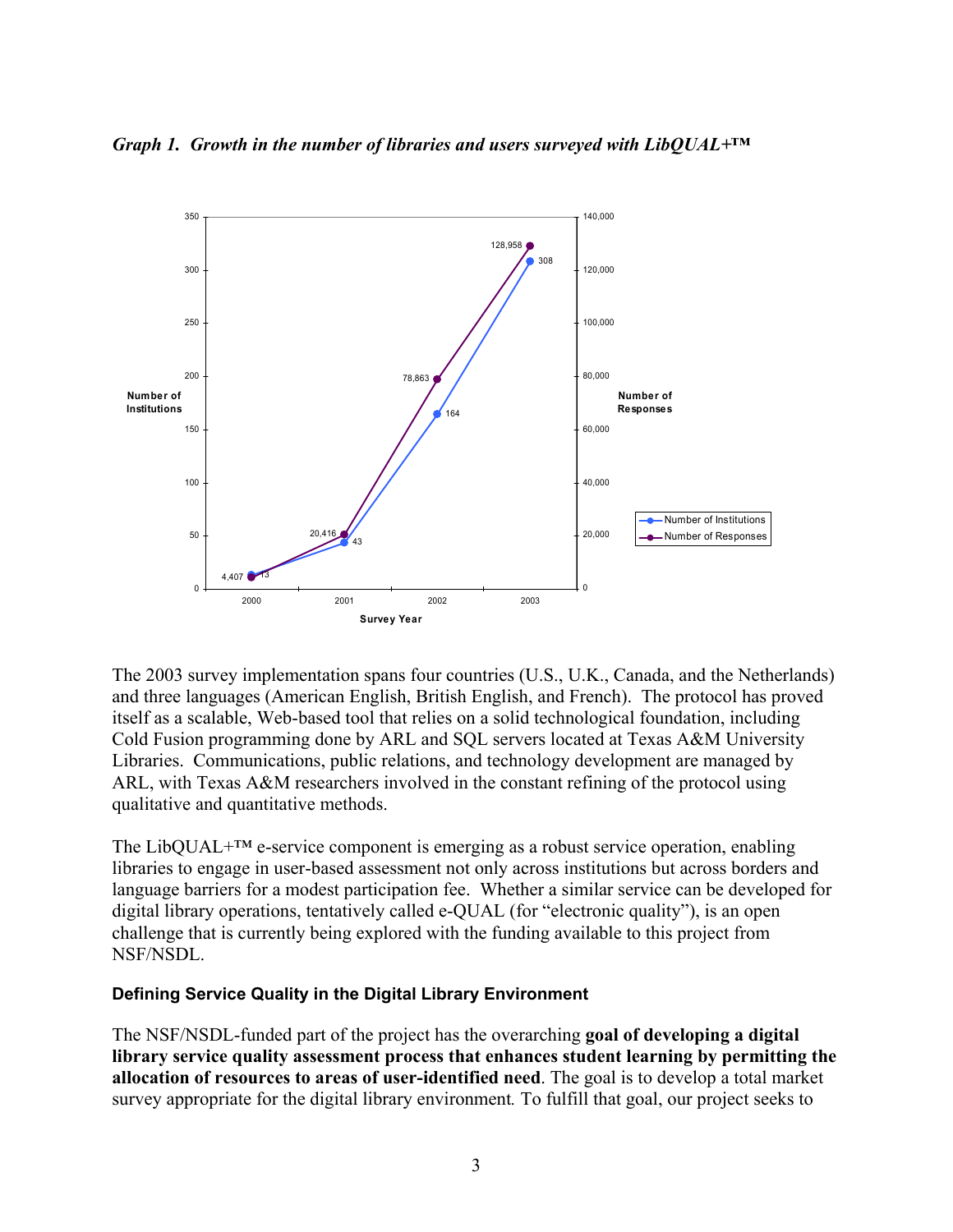*Graph 1. Growth in the number of libraries and users surveyed with LibQUAL+™*

| Survey Year | Number of Institutions | Number of Responses |
| --- | --- | --- |
| 2000 | 13 | 4,407 |
| 2001 | 43 | 20,416 |
| 2002 | 164 | 78,863 |
| 2003 | 308 | 128,958 |

The 2003 survey implementation spans four countries (U.S., U.K., Canada, and the Netherlands) and three languages (American English, British English, and French). The protocol has proved itself as a scalable, Web-based tool that relies on a solid technological foundation, including Cold Fusion programming done by ARL and SQL servers located at Texas A&M University Libraries. Communications, public relations, and technology development are managed by ARL, with Texas A&M researchers involved in the constant refining of the protocol using qualitative and quantitative methods.

The LibQUAL+™ e-service component is emerging as a robust service operation, enabling libraries to engage in user-based assessment not only across institutions but across borders and language barriers for a modest participation fee. Whether a similar service can be developed for digital library operations, tentatively called e-QUAL (for "electronic quality"), is an open challenge that is currently being explored with the funding available to this project from NSF/NSDL.

### Defining Service Quality in the Digital Library Environment

The NSF/NSDL-funded part of the project has the overarching **goal of developing a digital library service quality assessment process that enhances student learning by permitting the allocation of resources to areas of user-identified need**. The goal is to develop a total market survey appropriate for the digital library environment. To fulfill that goal, our project seeks to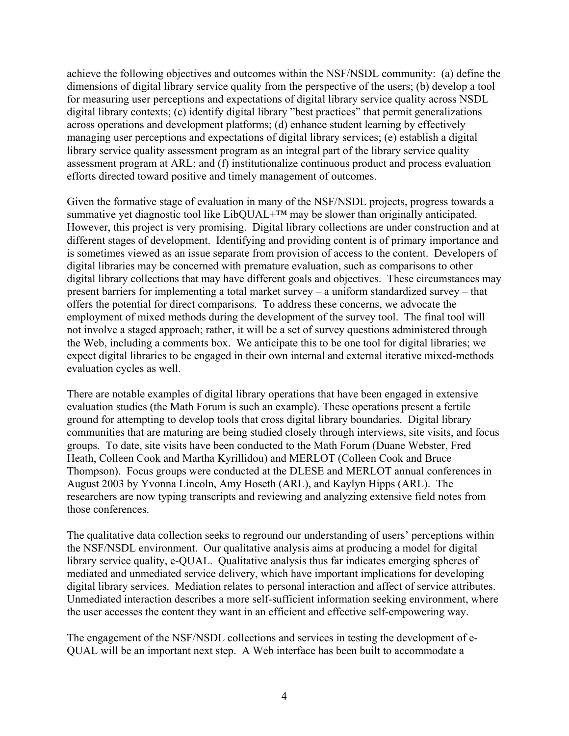achieve the following objectives and outcomes within the NSF/NSDL community: (a) define the dimensions of digital library service quality from the perspective of the users; (b) develop a tool for measuring user perceptions and expectations of digital library service quality across NSDL digital library contexts; (c) identify digital library "best practices" that permit generalizations across operations and development platforms; (d) enhance student learning by effectively managing user perceptions and expectations of digital library services; (e) establish a digital library service quality assessment program as an integral part of the library service quality assessment program at ARL; and (f) institutionalize continuous product and process evaluation efforts directed toward positive and timely management of outcomes.

Given the formative stage of evaluation in many of the NSF/NSDL projects, progress towards a summative yet diagnostic tool like LibQUAL+™ may be slower than originally anticipated. However, this project is very promising. Digital library collections are under construction and at different stages of development. Identifying and providing content is of primary importance and is sometimes viewed as an issue separate from provision of access to the content. Developers of digital libraries may be concerned with premature evaluation, such as comparisons to other digital library collections that may have different goals and objectives. These circumstances may present barriers for implementing a total market survey – a uniform standardized survey – that offers the potential for direct comparisons. To address these concerns, we advocate the employment of mixed methods during the development of the survey tool. The final tool will not involve a staged approach; rather, it will be a set of survey questions administered through the Web, including a comments box. We anticipate this to be one tool for digital libraries; we expect digital libraries to be engaged in their own internal and external iterative mixed-methods evaluation cycles as well.

There are notable examples of digital library operations that have been engaged in extensive evaluation studies (the Math Forum is such an example). These operations present a fertile ground for attempting to develop tools that cross digital library boundaries. Digital library communities that are maturing are being studied closely through interviews, site visits, and focus groups. To date, site visits have been conducted to the Math Forum (Duane Webster, Fred Heath, Colleen Cook and Martha Kyrillidou) and MERLOT (Colleen Cook and Bruce Thompson). Focus groups were conducted at the DLESE and MERLOT annual conferences in August 2003 by Yvonna Lincoln, Amy Hoseth (ARL), and Kaylyn Hipps (ARL). The researchers are now typing transcripts and reviewing and analyzing extensive field notes from those conferences.

The qualitative data collection seeks to reground our understanding of users' perceptions within the NSF/NSDL environment. Our qualitative analysis aims at producing a model for digital library service quality, e-QUAL. Qualitative analysis thus far indicates emerging spheres of mediated and unmediated service delivery, which have important implications for developing digital library services. Mediation relates to personal interaction and affect of service attributes. Unmediated interaction describes a more self-sufficient information seeking environment, where the user accesses the content they want in an efficient and effective self-empowering way.

The engagement of the NSF/NSDL collections and services in testing the development of e-QUAL will be an important next step. A Web interface has been built to accommodate a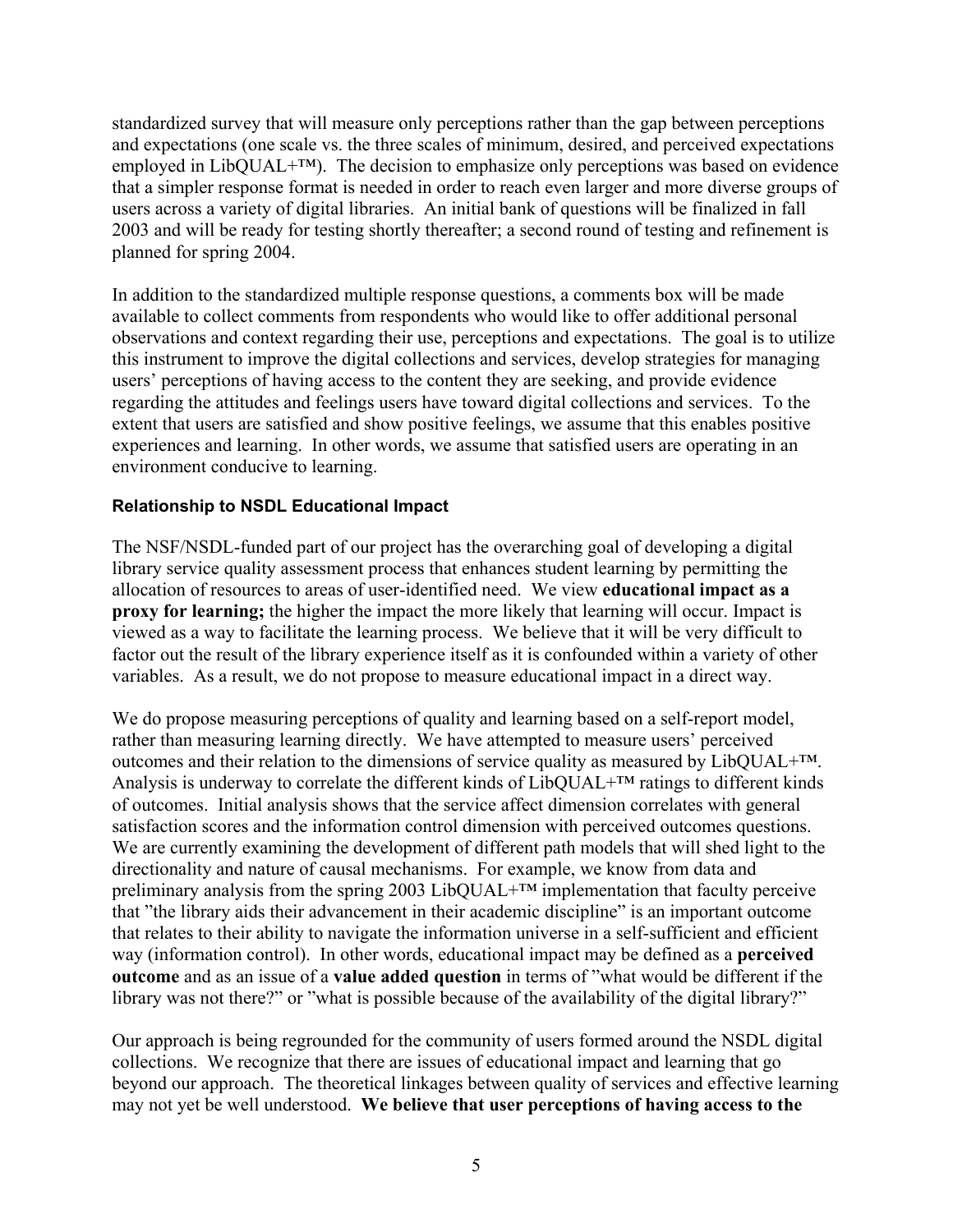standardized survey that will measure only perceptions rather than the gap between perceptions and expectations (one scale vs. the three scales of minimum, desired, and perceived expectations employed in LibQUAL+™). The decision to emphasize only perceptions was based on evidence that a simpler response format is needed in order to reach even larger and more diverse groups of users across a variety of digital libraries. An initial bank of questions will be finalized in fall 2003 and will be ready for testing shortly thereafter; a second round of testing and refinement is planned for spring 2004.

In addition to the standardized multiple response questions, a comments box will be made available to collect comments from respondents who would like to offer additional personal observations and context regarding their use, perceptions and expectations. The goal is to utilize this instrument to improve the digital collections and services, develop strategies for managing users' perceptions of having access to the content they are seeking, and provide evidence regarding the attitudes and feelings users have toward digital collections and services. To the extent that users are satisfied and show positive feelings, we assume that this enables positive experiences and learning. In other words, we assume that satisfied users are operating in an environment conducive to learning.

### Relationship to NSDL Educational Impact

The NSF/NSDL-funded part of our project has the overarching goal of developing a digital library service quality assessment process that enhances student learning by permitting the allocation of resources to areas of user-identified need. We view **educational impact as a proxy for learning;** the higher the impact the more likely that learning will occur. Impact is viewed as a way to facilitate the learning process. We believe that it will be very difficult to factor out the result of the library experience itself as it is confounded within a variety of other variables. As a result, we do not propose to measure educational impact in a direct way.

We do propose measuring perceptions of quality and learning based on a self-report model, rather than measuring learning directly. We have attempted to measure users' perceived outcomes and their relation to the dimensions of service quality as measured by LibQUAL+™. Analysis is underway to correlate the different kinds of LibQUAL+™ ratings to different kinds of outcomes. Initial analysis shows that the service affect dimension correlates with general satisfaction scores and the information control dimension with perceived outcomes questions. We are currently examining the development of different path models that will shed light to the directionality and nature of causal mechanisms. For example, we know from data and preliminary analysis from the spring 2003 LibQUAL+™ implementation that faculty perceive that "the library aids their advancement in their academic discipline" is an important outcome that relates to their ability to navigate the information universe in a self-sufficient and efficient way (information control). In other words, educational impact may be defined as a **perceived outcome** and as an issue of a **value added question** in terms of "what would be different if the library was not there?" or "what is possible because of the availability of the digital library?"

Our approach is being regrounded for the community of users formed around the NSDL digital collections. We recognize that there are issues of educational impact and learning that go beyond our approach. The theoretical linkages between quality of services and effective learning may not yet be well understood. **We believe that user perceptions of having access to the**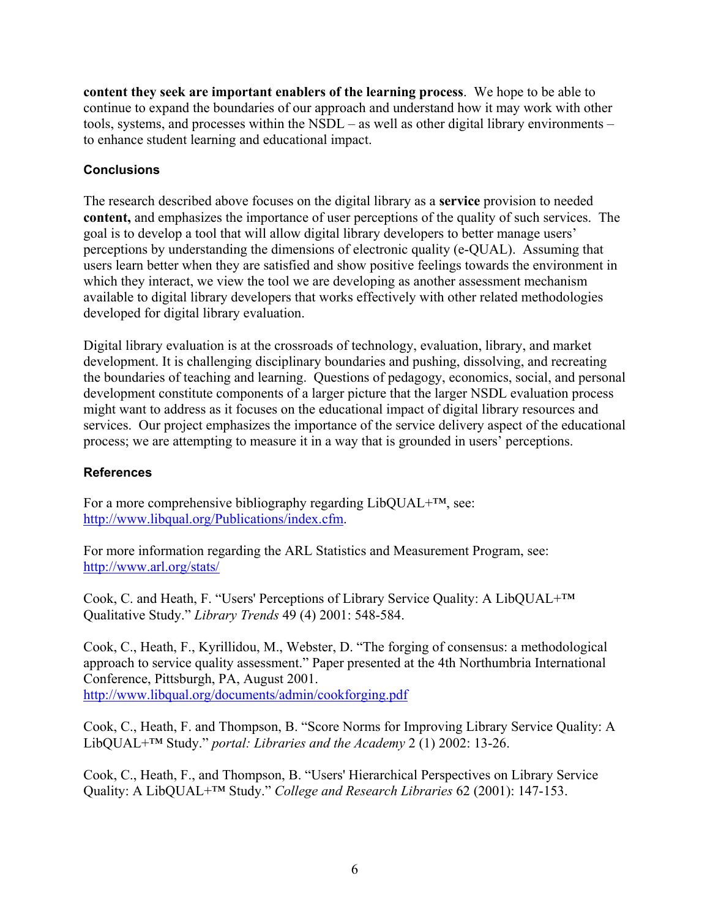**content they seek are important enablers of the learning process**. We hope to be able to continue to expand the boundaries of our approach and understand how it may work with other tools, systems, and processes within the NSDL – as well as other digital library environments – to enhance student learning and educational impact.

### Conclusions

The research described above focuses on the digital library as a **service** provision to needed **content,** and emphasizes the importance of user perceptions of the quality of such services. The goal is to develop a tool that will allow digital library developers to better manage users' perceptions by understanding the dimensions of electronic quality (e-QUAL). Assuming that users learn better when they are satisfied and show positive feelings towards the environment in which they interact, we view the tool we are developing as another assessment mechanism available to digital library developers that works effectively with other related methodologies developed for digital library evaluation.

Digital library evaluation is at the crossroads of technology, evaluation, library, and market development. It is challenging disciplinary boundaries and pushing, dissolving, and recreating the boundaries of teaching and learning. Questions of pedagogy, economics, social, and personal development constitute components of a larger picture that the larger NSDL evaluation process might want to address as it focuses on the educational impact of digital library resources and services. Our project emphasizes the importance of the service delivery aspect of the educational process; we are attempting to measure it in a way that is grounded in users' perceptions.

### References

For a more comprehensive bibliography regarding LibQUAL+™, see: http://www.libqual.org/Publications/index.cfm.

For more information regarding the ARL Statistics and Measurement Program, see: http://www.arl.org/stats/

Cook, C. and Heath, F. "Users' Perceptions of Library Service Quality: A LibQUAL+™ Qualitative Study." *Library Trends* 49 (4) 2001: 548-584.

Cook, C., Heath, F., Kyrillidou, M., Webster, D. "The forging of consensus: a methodological approach to service quality assessment." Paper presented at the 4th Northumbria International Conference, Pittsburgh, PA, August 2001. http://www.libqual.org/documents/admin/cookforging.pdf

Cook, C., Heath, F. and Thompson, B. "Score Norms for Improving Library Service Quality: A LibQUAL+™ Study." *portal: Libraries and the Academy* 2 (1) 2002: 13-26.

Cook, C., Heath, F., and Thompson, B. "Users' Hierarchical Perspectives on Library Service Quality: A LibQUAL+™ Study." *College and Research Libraries* 62 (2001): 147-153.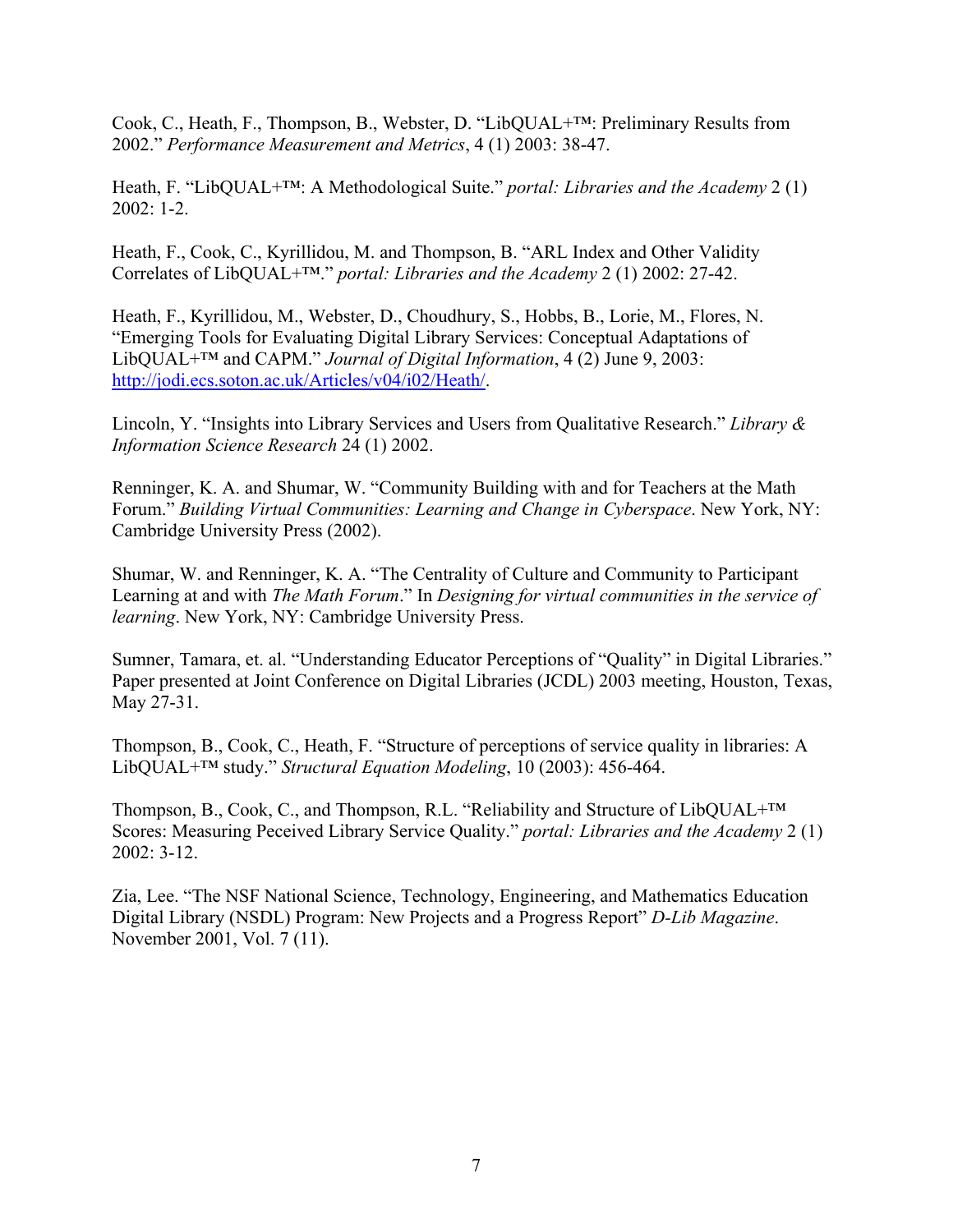Cook, C., Heath, F., Thompson, B., Webster, D. "LibQUAL+™: Preliminary Results from 2002." *Performance Measurement and Metrics*, 4 (1) 2003: 38-47.

Heath, F. "LibQUAL+™: A Methodological Suite." *portal: Libraries and the Academy* 2 (1) 2002: 1-2.

Heath, F., Cook, C., Kyrillidou, M. and Thompson, B. "ARL Index and Other Validity Correlates of LibQUAL+™." *portal: Libraries and the Academy* 2 (1) 2002: 27-42.

Heath, F., Kyrillidou, M., Webster, D., Choudhury, S., Hobbs, B., Lorie, M., Flores, N. "Emerging Tools for Evaluating Digital Library Services: Conceptual Adaptations of LibQUAL+™ and CAPM." *Journal of Digital Information*, 4 (2) June 9, 2003: [http://jodi.ecs.soton.ac.uk/Articles/v04/i02/Heath/](http://jodi.ecs.soton.ac.uk/Articles/v04/i02/Heath/).

Lincoln, Y. "Insights into Library Services and Users from Qualitative Research." *Library & Information Science Research* 24 (1) 2002.

Renninger, K. A. and Shumar, W. "Community Building with and for Teachers at the Math Forum." *Building Virtual Communities: Learning and Change in Cyberspace*. New York, NY: Cambridge University Press (2002).

Shumar, W. and Renninger, K. A. "The Centrality of Culture and Community to Participant Learning at and with *The Math Forum*." In *Designing for virtual communities in the service of learning*. New York, NY: Cambridge University Press.

Sumner, Tamara, et. al. "Understanding Educator Perceptions of "Quality" in Digital Libraries." Paper presented at Joint Conference on Digital Libraries (JCDL) 2003 meeting, Houston, Texas, May 27-31.

Thompson, B., Cook, C., Heath, F. "Structure of perceptions of service quality in libraries: A LibQUAL+™ study." *Structural Equation Modeling*, 10 (2003): 456-464.

Thompson, B., Cook, C., and Thompson, R.L. "Reliability and Structure of LibQUAL+™ Scores: Measuring Peceived Library Service Quality." *portal: Libraries and the Academy* 2 (1) 2002: 3-12.

Zia, Lee. "The NSF National Science, Technology, Engineering, and Mathematics Education Digital Library (NSDL) Program: New Projects and a Progress Report" *D-Lib Magazine*. November 2001, Vol. 7 (11).